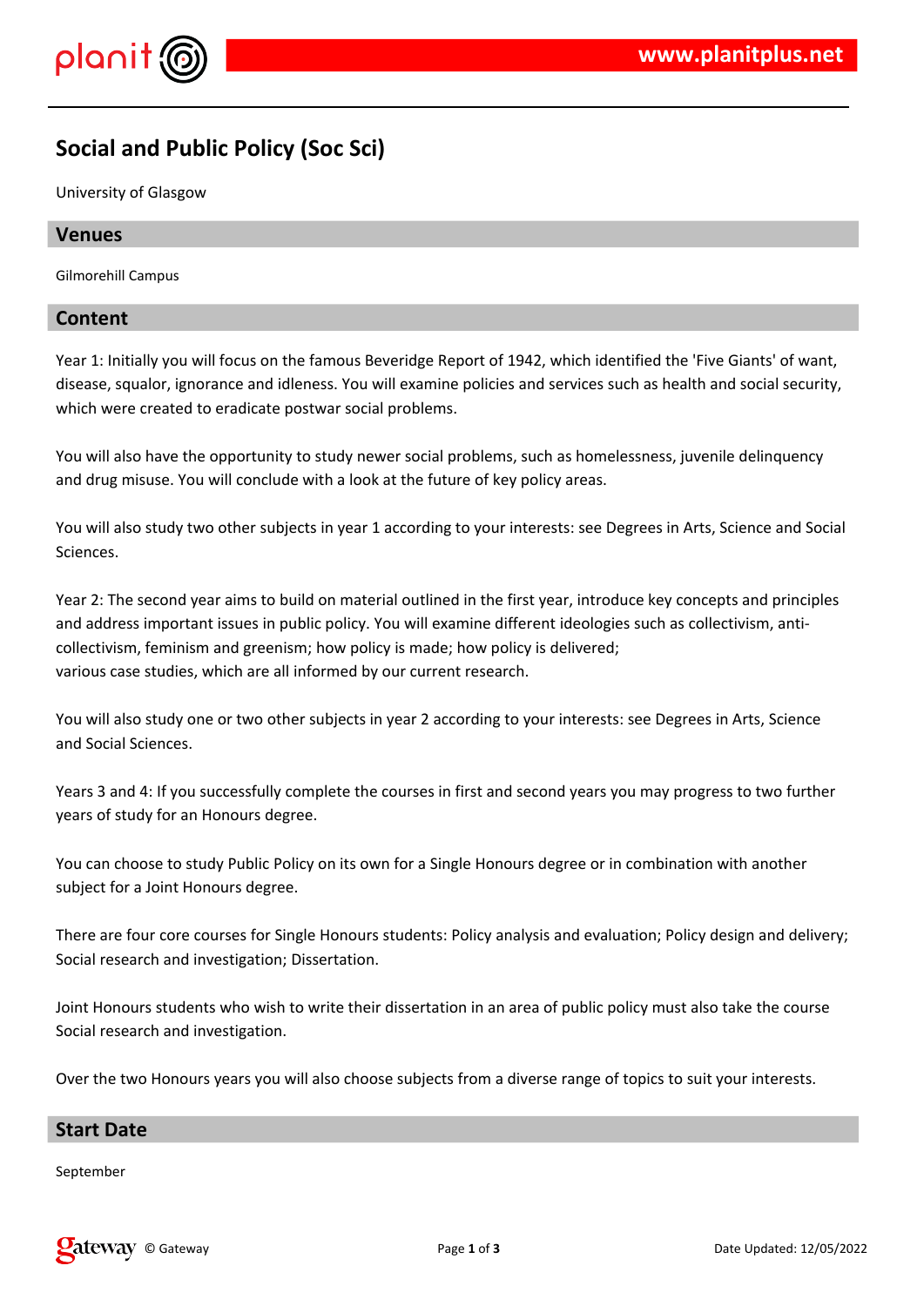# Social and Public Policy (Soc Sci)

University of Glasgow

## Venues

Gilmorehill Campus

## Content

Year 1: Initially you will focus on the famous Beveridge Report of 1942, which identified the 'Five Giants' of want, disease, squalor, ignorance and idleness. You will examine policies and services such as health and social security, which were created to eradicate postwar social problems.

You will also have the opportunity to study newer social problems, such as homelessness, juvenile delinquency and drug misuse. You will conclude with a look at the future of key policy areas.

You will also study two other subjects in year 1 according to your interests: see Degrees in Arts, Science and Social Sciences.

Year 2: The second year aims to build on material outlined in the first year, introduce key concepts and principles and address important issues in public policy. You will examine different ideologies such as collectivism, anti-collectivism, feminism and greenism; how policy is made; how policy is delivered;
various case studies, which are all informed by our current research.

You will also study one or two other subjects in year 2 according to your interests: see Degrees in Arts, Science and Social Sciences.

Years 3 and 4: If you successfully complete the courses in first and second years you may progress to two further years of study for an Honours degree.

You can choose to study Public Policy on its own for a Single Honours degree or in combination with another subject for a Joint Honours degree.

There are four core courses for Single Honours students: Policy analysis and evaluation; Policy design and delivery; Social research and investigation; Dissertation.

Joint Honours students who wish to write their dissertation in an area of public policy must also take the course Social research and investigation.

Over the two Honours years you will also choose subjects from a diverse range of topics to suit your interests.

## Start Date

September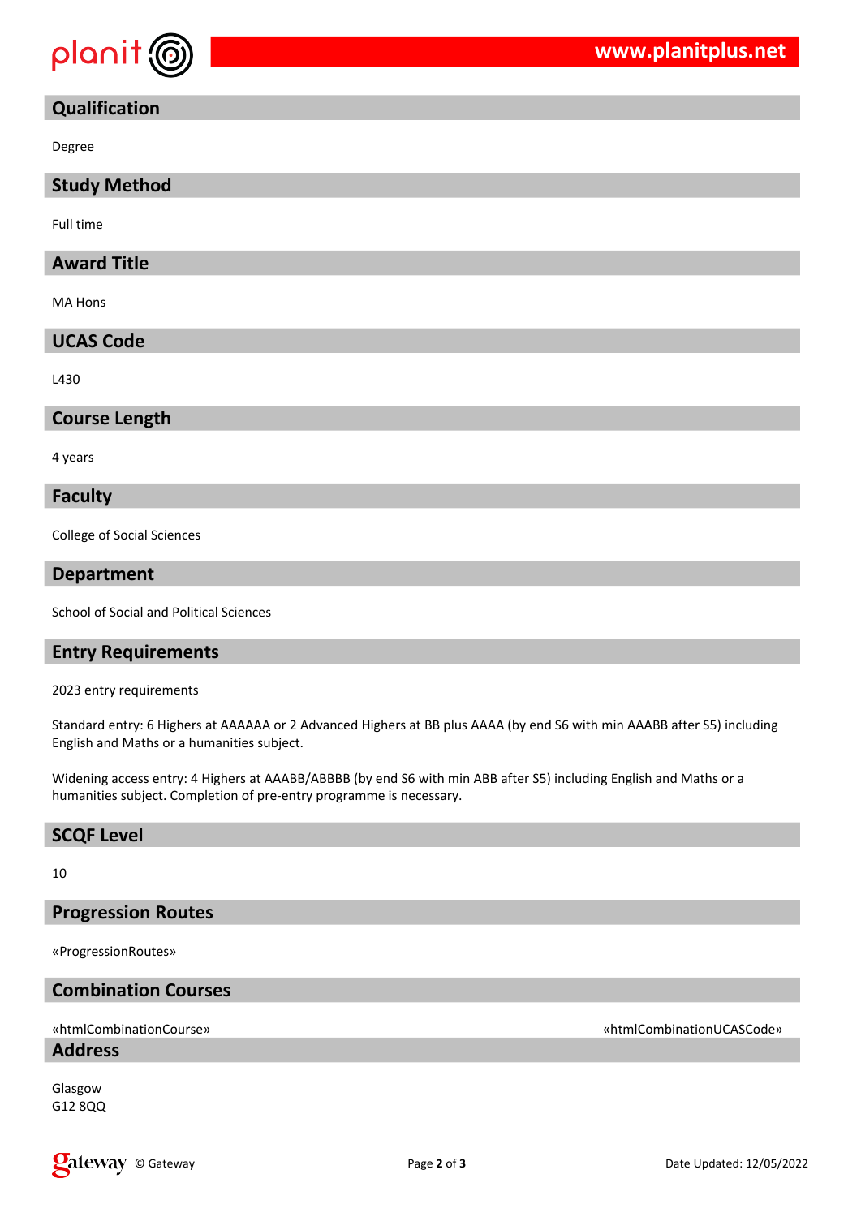## Qualification

Degree

## Study Method

Full time

## Award Title

MA Hons

## UCAS Code

L430

## Course Length

4 years

## Faculty

College of Social Sciences

## Department

School of Social and Political Sciences

## Entry Requirements

2023 entry requirements

Standard entry: 6 Highers at AAAAAA or 2 Advanced Highers at BB plus AAAA (by end S6 with min AAABB after S5) including English and Maths or a humanities subject.

Widening access entry: 4 Highers at AAABB/ABBBB (by end S6 with min ABB after S5) including English and Maths or a humanities subject. Completion of pre-entry programme is necessary.

## SCQF Level

10

## Progression Routes

«ProgressionRoutes»

## Combination Courses

«htmlCombinationCourse» «htmlCombinationUCASCode»

## Address

Glasgow
G12 8QQ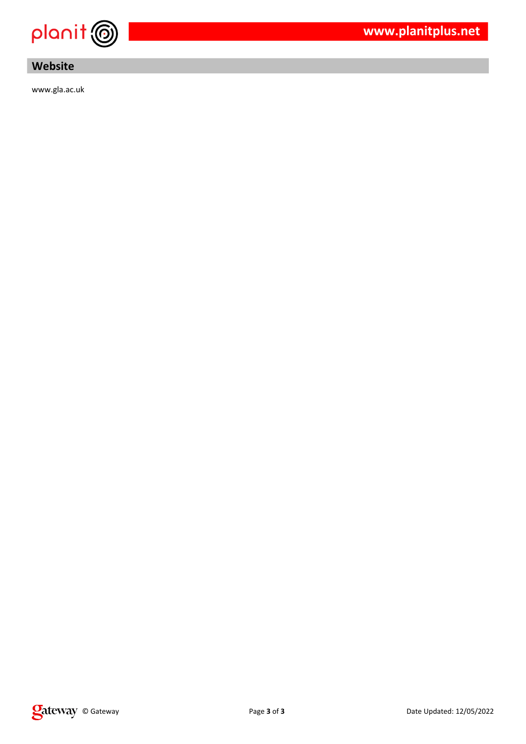## Website

www.gla.ac.uk